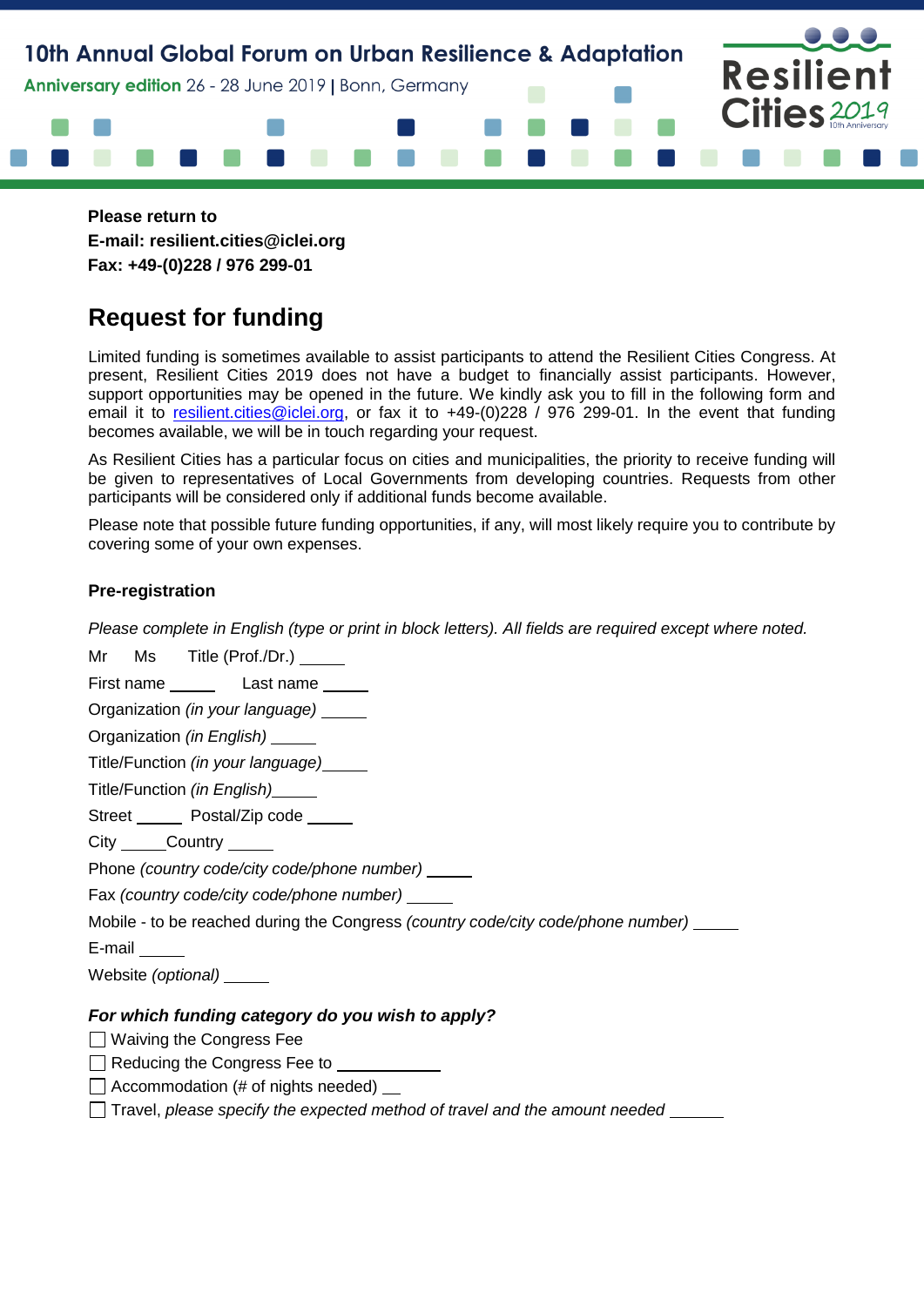10th Annual Global Forum on Urban Resilience & Adaptation

Anniversary edition 26 - 28 June 2019 | Bonn, Germany

Resilient Cities 2019 10th Anniversary

**Please return to**
**E-mail: resilient.cities@iclei.org**
**Fax: +49-(0)228 / 976 299-01**

# Request for funding

Limited funding is sometimes available to assist participants to attend the Resilient Cities Congress. At present, Resilient Cities 2019 does not have a budget to financially assist participants. However, support opportunities may be opened in the future. We kindly ask you to fill in the following form and email it to resilient.cities@iclei.org, or fax it to +49-(0)228 / 976 299-01. In the event that funding becomes available, we will be in touch regarding your request.

As Resilient Cities has a particular focus on cities and municipalities, the priority to receive funding will be given to representatives of Local Governments from developing countries. Requests from other participants will be considered only if additional funds become available.

Please note that possible future funding opportunities, if any, will most likely require you to contribute by covering some of your own expenses.

### Pre-registration

*Please complete in English (type or print in block letters). All fields are required except where noted.*

Mr Ms Title (Prof./Dr.) _____

First name _____ Last name _____

Organization *(in your language)* _____

Organization *(in English)* _____

Title/Function *(in your language)* _____

Title/Function *(in English)* _____

Street _____ Postal/Zip code _____

City _____ Country _____

Phone *(country code/city code/phone number)* _____

Fax *(country code/city code/phone number)* _____

Mobile - to be reached during the Congress *(country code/city code/phone number)* _____

E-mail _____

Website *(optional)* _____

***For which funding category do you wish to apply?***

- ☐ Waiving the Congress Fee
- ☐ Reducing the Congress Fee to ____________
- ☐ Accommodation (# of nights needed) __
- ☐ Travel, *please specify the expected method of travel and the amount needed* ______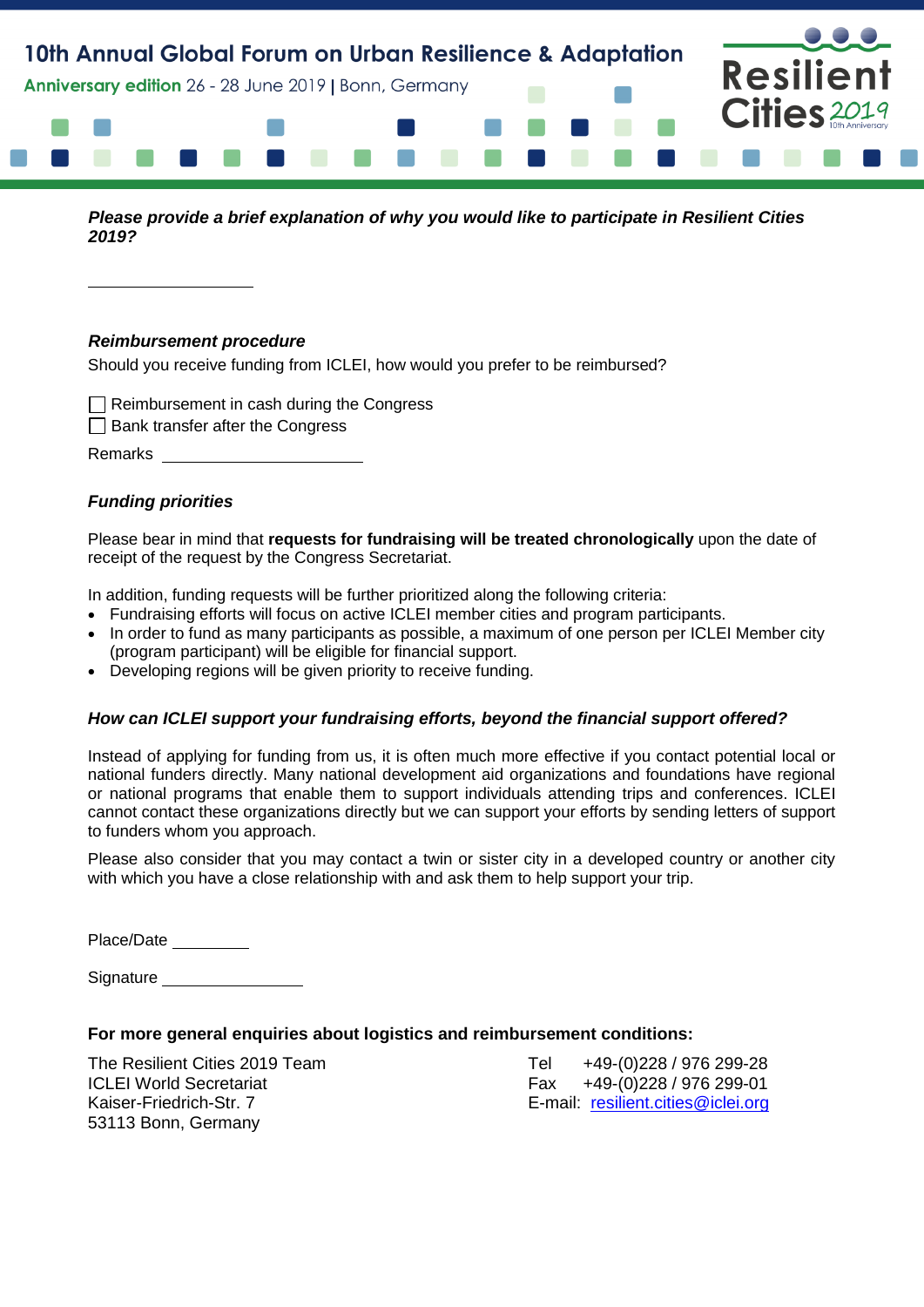***Please provide a brief explanation of why you would like to participate in Resilient Cities 2019?***

\_\_\_\_\_\_\_\_\_\_\_\_\_\_\_\_\_\_\_\_

***Reimbursement procedure***

Should you receive funding from ICLEI, how would you prefer to be reimbursed?

☐ Reimbursement in cash during the Congress
☐ Bank transfer after the Congress

Remarks \_\_\_\_\_\_\_\_\_\_\_\_\_\_\_\_\_\_\_\_\_\_\_\_\_

***Funding priorities***

Please bear in mind that **requests for fundraising will be treated chronologically** upon the date of receipt of the request by the Congress Secretariat.

In addition, funding requests will be further prioritized along the following criteria:

- Fundraising efforts will focus on active ICLEI member cities and program participants.
- In order to fund as many participants as possible, a maximum of one person per ICLEI Member city (program participant) will be eligible for financial support.
- Developing regions will be given priority to receive funding.

***How can ICLEI support your fundraising efforts, beyond the financial support offered?***

Instead of applying for funding from us, it is often much more effective if you contact potential local or national funders directly. Many national development aid organizations and foundations have regional or national programs that enable them to support individuals attending trips and conferences. ICLEI cannot contact these organizations directly but we can support your efforts by sending letters of support to funders whom you approach.

Please also consider that you may contact a twin or sister city in a developed country or another city with which you have a close relationship with and ask them to help support your trip.

Place/Date \_\_\_\_\_\_\_\_\_\_

Signature \_\_\_\_\_\_\_\_\_\_\_\_\_\_\_\_\_\_

**For more general enquiries about logistics and reimbursement conditions:**

The Resilient Cities 2019 Team
ICLEI World Secretariat
Kaiser-Friedrich-Str. 7
53113 Bonn, Germany

Tel +49-(0)228 / 976 299-28
Fax +49-(0)228 / 976 299-01
E-mail: resilient.cities@iclei.org